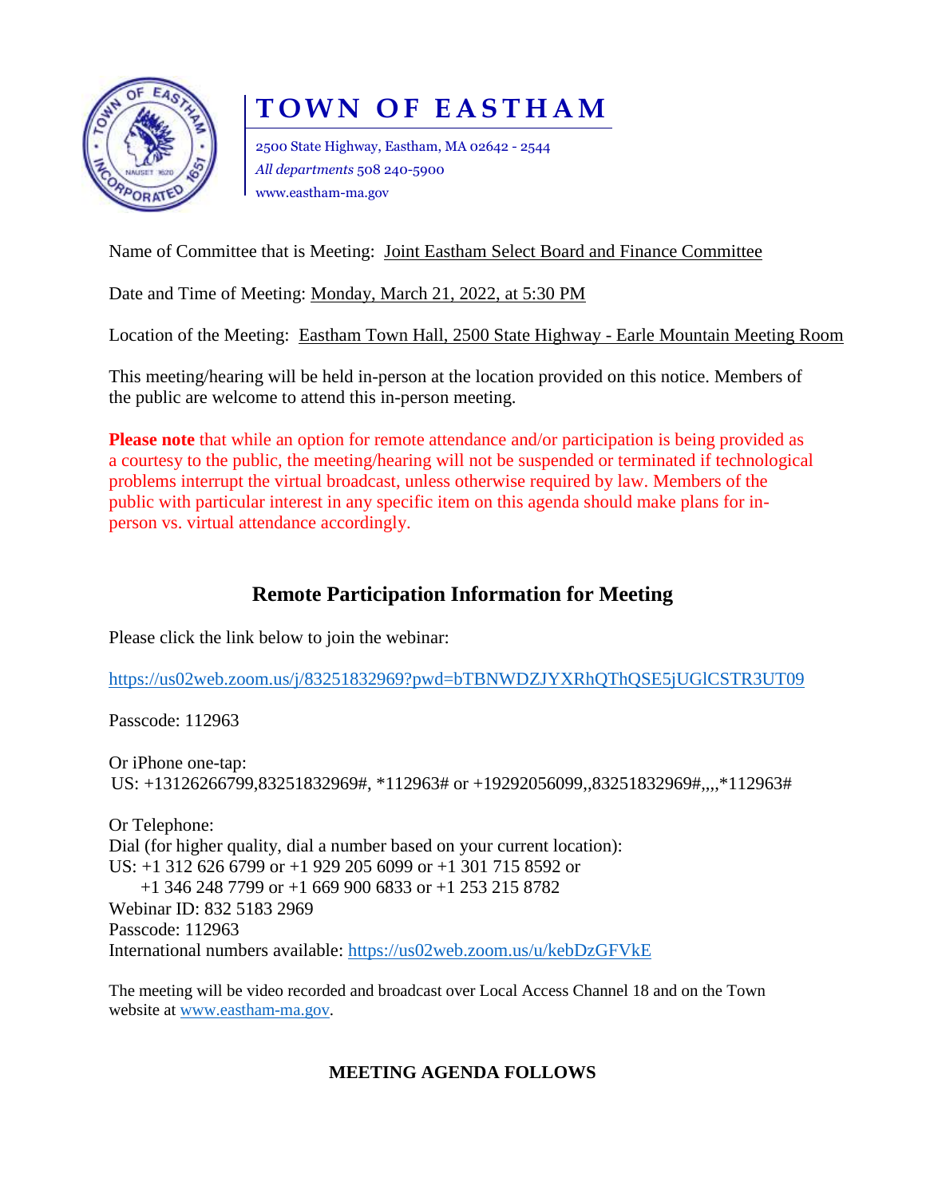# TOWN OF EASTHAM

2500 State Highway, Eastham, MA 02642 - 2544
*All departments* 508 240-5900
www.eastham-ma.gov

Name of Committee that is Meeting: Joint Eastham Select Board and Finance Committee

Date and Time of Meeting: Monday, March 21, 2022, at 5:30 PM

Location of the Meeting: Eastham Town Hall, 2500 State Highway - Earle Mountain Meeting Room

This meeting/hearing will be held in-person at the location provided on this notice. Members of the public are welcome to attend this in-person meeting.

**Please note** that while an option for remote attendance and/or participation is being provided as a courtesy to the public, the meeting/hearing will not be suspended or terminated if technological problems interrupt the virtual broadcast, unless otherwise required by law. Members of the public with particular interest in any specific item on this agenda should make plans for in-person vs. virtual attendance accordingly.

## Remote Participation Information for Meeting

Please click the link below to join the webinar:

https://us02web.zoom.us/j/83251832969?pwd=bTBNWDZJYXRhQThQSE5jUGlCSTR3UT09

Passcode: 112963

Or iPhone one-tap:
US: +13126266799,83251832969#, *112963# or +19292056099,,83251832969#,,,,*112963#

Or Telephone:
Dial (for higher quality, dial a number based on your current location):
US: +1 312 626 6799 or +1 929 205 6099 or +1 301 715 8592 or
+1 346 248 7799 or +1 669 900 6833 or +1 253 215 8782
Webinar ID: 832 5183 2969
Passcode: 112963
International numbers available: https://us02web.zoom.us/u/kebDzGFVkE

The meeting will be video recorded and broadcast over Local Access Channel 18 and on the Town website at www.eastham-ma.gov.

**MEETING AGENDA FOLLOWS**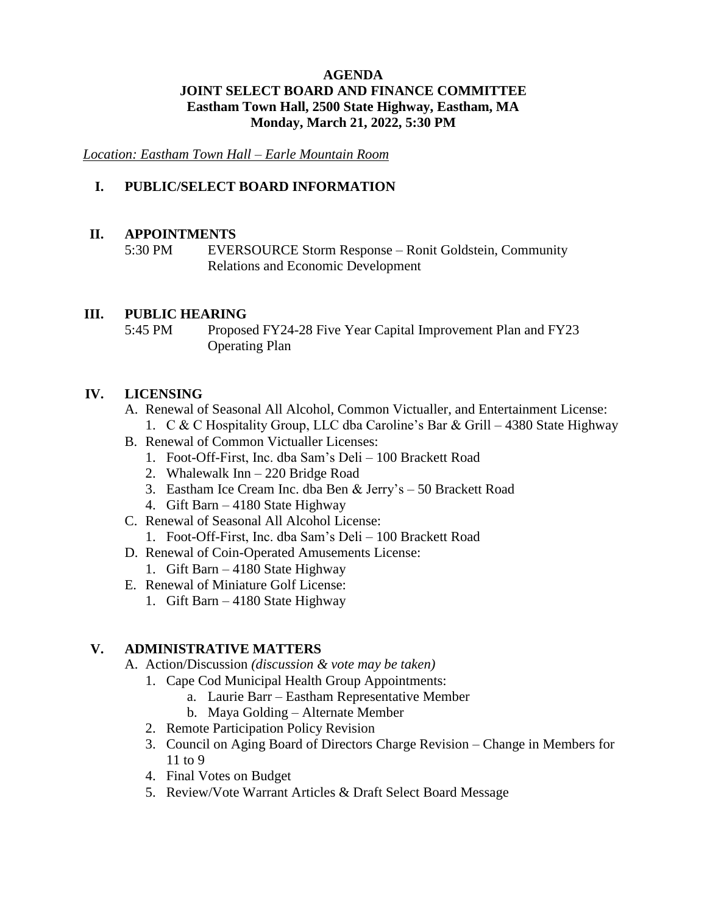**AGENDA**
**JOINT SELECT BOARD AND FINANCE COMMITTEE**
**Eastham Town Hall, 2500 State Highway, Eastham, MA**
**Monday, March 21, 2022, 5:30 PM**

*Location: Eastham Town Hall – Earle Mountain Room*

## I. PUBLIC/SELECT BOARD INFORMATION

## II. APPOINTMENTS

5:30 PM EVERSOURCE Storm Response – Ronit Goldstein, Community Relations and Economic Development

## III. PUBLIC HEARING

5:45 PM Proposed FY24-28 Five Year Capital Improvement Plan and FY23 Operating Plan

## IV. LICENSING

A. Renewal of Seasonal All Alcohol, Common Victualler, and Entertainment License:
   1. C & C Hospitality Group, LLC dba Caroline's Bar & Grill – 4380 State Highway

B. Renewal of Common Victualler Licenses:
   1. Foot-Off-First, Inc. dba Sam's Deli – 100 Brackett Road
   2. Whalewalk Inn – 220 Bridge Road
   3. Eastham Ice Cream Inc. dba Ben & Jerry's – 50 Brackett Road
   4. Gift Barn – 4180 State Highway

C. Renewal of Seasonal All Alcohol License:
   1. Foot-Off-First, Inc. dba Sam's Deli – 100 Brackett Road

D. Renewal of Coin-Operated Amusements License:
   1. Gift Barn – 4180 State Highway

E. Renewal of Miniature Golf License:
   1. Gift Barn – 4180 State Highway

## V. ADMINISTRATIVE MATTERS

A. Action/Discussion *(discussion & vote may be taken)*
   1. Cape Cod Municipal Health Group Appointments:
      a. Laurie Barr – Eastham Representative Member
      b. Maya Golding – Alternate Member
   2. Remote Participation Policy Revision
   3. Council on Aging Board of Directors Charge Revision – Change in Members for 11 to 9
   4. Final Votes on Budget
   5. Review/Vote Warrant Articles & Draft Select Board Message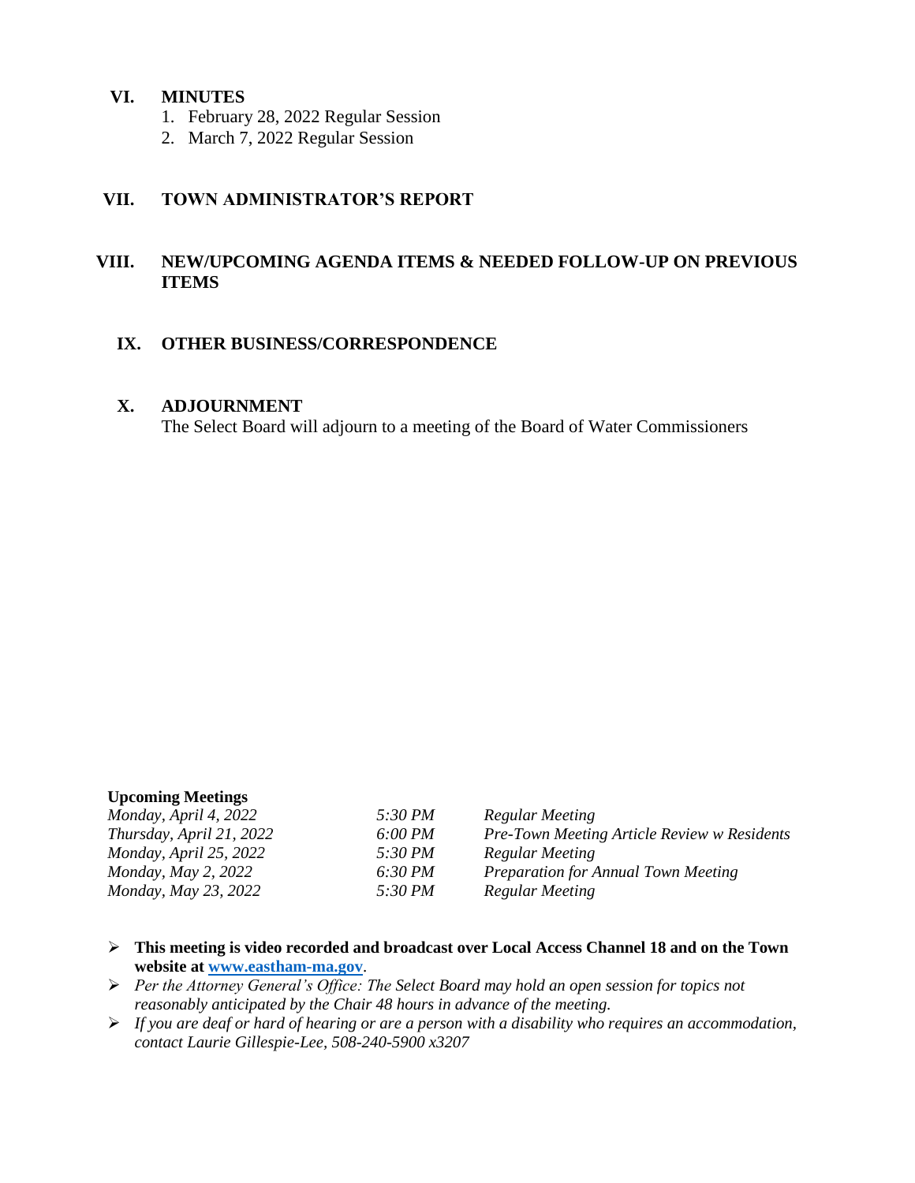## VI. MINUTES

1. February 28, 2022 Regular Session
2. March 7, 2022 Regular Session

## VII. TOWN ADMINISTRATOR'S REPORT

## VIII. NEW/UPCOMING AGENDA ITEMS & NEEDED FOLLOW-UP ON PREVIOUS ITEMS

## IX. OTHER BUSINESS/CORRESPONDENCE

## X. ADJOURNMENT

The Select Board will adjourn to a meeting of the Board of Water Commissioners

**Upcoming Meetings**

| | | |
|---|---|---|
| *Monday, April 4, 2022* | *5:30 PM* | *Regular Meeting* |
| *Thursday, April 21, 2022* | *6:00 PM* | *Pre-Town Meeting Article Review w Residents* |
| *Monday, April 25, 2022* | *5:30 PM* | *Regular Meeting* |
| *Monday, May 2, 2022* | *6:30 PM* | *Preparation for Annual Town Meeting* |
| *Monday, May 23, 2022* | *5:30 PM* | *Regular Meeting* |

- **This meeting is video recorded and broadcast over Local Access Channel 18 and on the Town website at [www.eastham-ma.gov](http://www.eastham-ma.gov)**.
- *Per the Attorney General's Office: The Select Board may hold an open session for topics not reasonably anticipated by the Chair 48 hours in advance of the meeting.*
- *If you are deaf or hard of hearing or are a person with a disability who requires an accommodation, contact Laurie Gillespie-Lee, 508-240-5900 x3207*